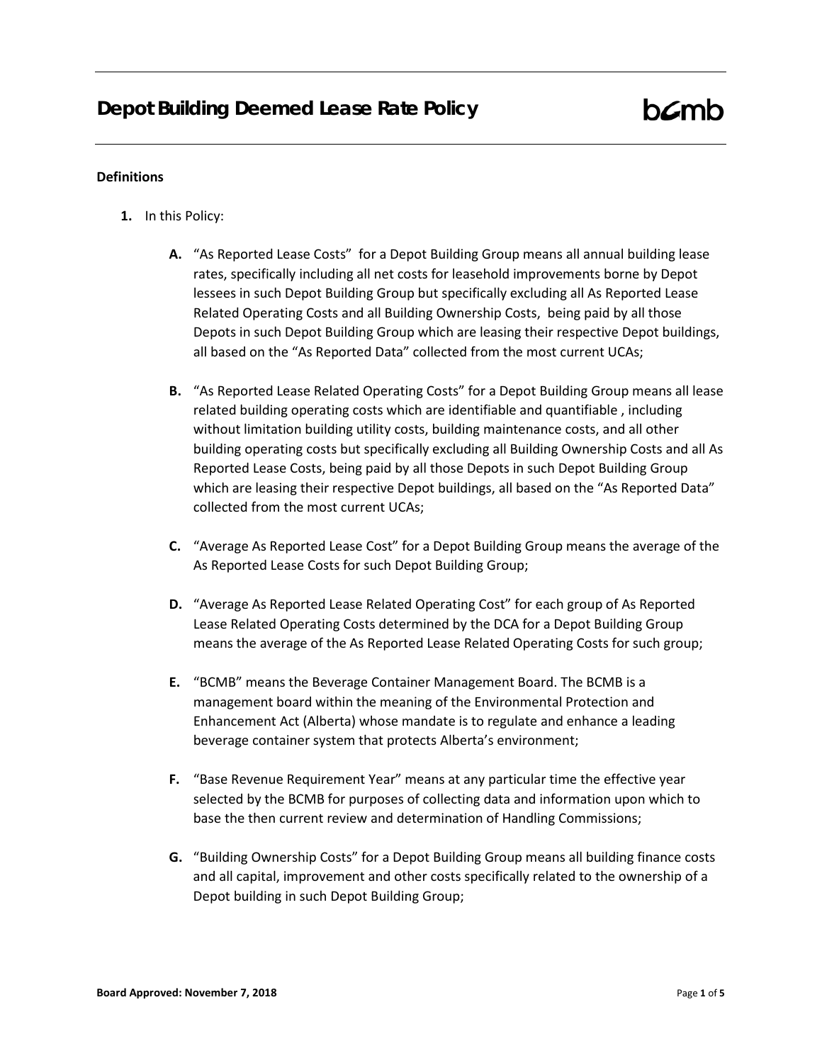# Depot Building Deemed Lease Rate Policy

bcmb

**Definitions**

1. In this Policy:

   **A.** "As Reported Lease Costs" for a Depot Building Group means all annual building lease rates, specifically including all net costs for leasehold improvements borne by Depot lessees in such Depot Building Group but specifically excluding all As Reported Lease Related Operating Costs and all Building Ownership Costs, being paid by all those Depots in such Depot Building Group which are leasing their respective Depot buildings, all based on the "As Reported Data" collected from the most current UCAs;

   **B.** "As Reported Lease Related Operating Costs" for a Depot Building Group means all lease related building operating costs which are identifiable and quantifiable , including without limitation building utility costs, building maintenance costs, and all other building operating costs but specifically excluding all Building Ownership Costs and all As Reported Lease Costs, being paid by all those Depots in such Depot Building Group which are leasing their respective Depot buildings, all based on the "As Reported Data" collected from the most current UCAs;

   **C.** "Average As Reported Lease Cost" for a Depot Building Group means the average of the As Reported Lease Costs for such Depot Building Group;

   **D.** "Average As Reported Lease Related Operating Cost" for each group of As Reported Lease Related Operating Costs determined by the DCA for a Depot Building Group means the average of the As Reported Lease Related Operating Costs for such group;

   **E.** "BCMB" means the Beverage Container Management Board. The BCMB is a management board within the meaning of the Environmental Protection and Enhancement Act (Alberta) whose mandate is to regulate and enhance a leading beverage container system that protects Alberta's environment;

   **F.** "Base Revenue Requirement Year" means at any particular time the effective year selected by the BCMB for purposes of collecting data and information upon which to base the then current review and determination of Handling Commissions;

   **G.** "Building Ownership Costs" for a Depot Building Group means all building finance costs and all capital, improvement and other costs specifically related to the ownership of a Depot building in such Depot Building Group;

**Board Approved: November 7, 2018**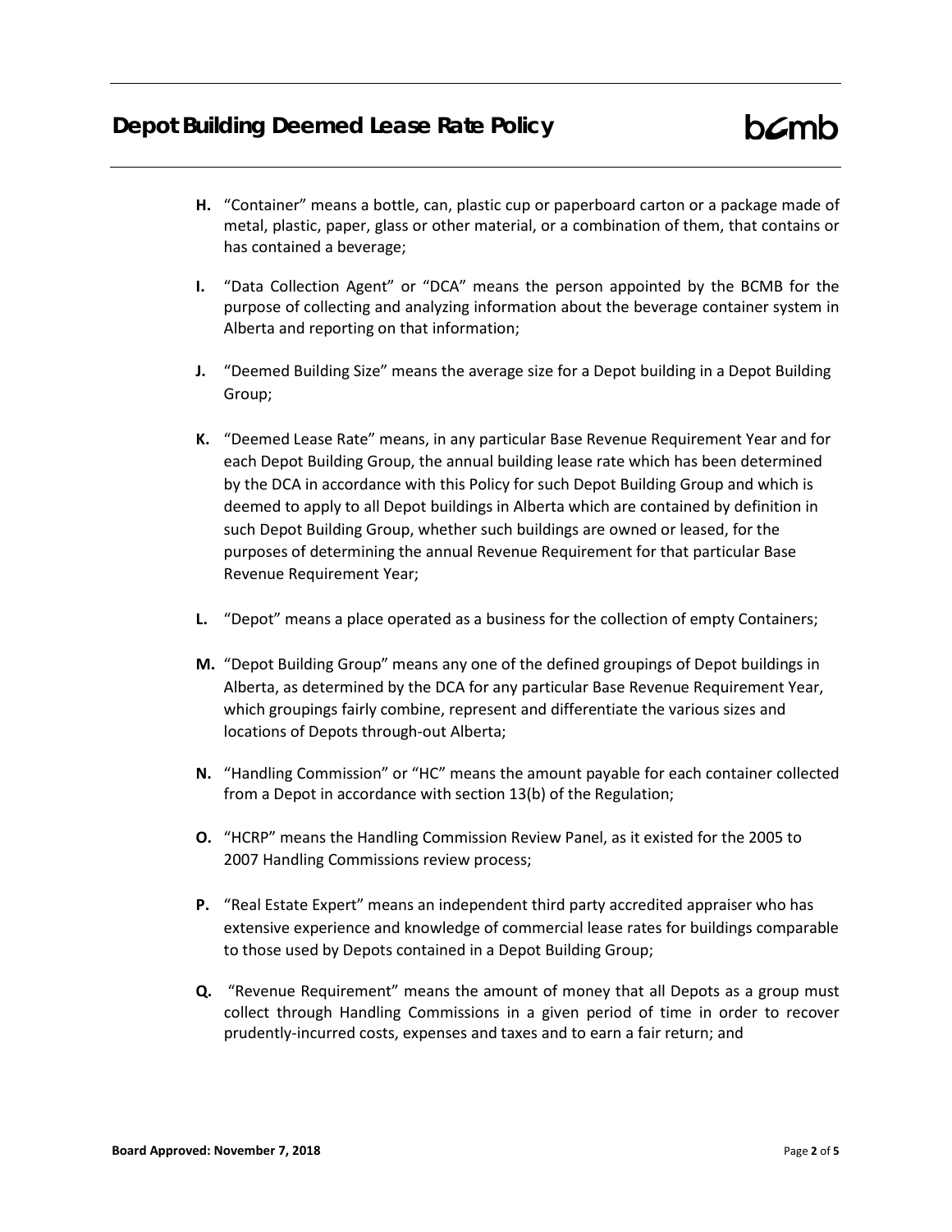**H.** "Container" means a bottle, can, plastic cup or paperboard carton or a package made of metal, plastic, paper, glass or other material, or a combination of them, that contains or has contained a beverage;

**I.** "Data Collection Agent" or "DCA" means the person appointed by the BCMB for the purpose of collecting and analyzing information about the beverage container system in Alberta and reporting on that information;

**J.** "Deemed Building Size" means the average size for a Depot building in a Depot Building Group;

**K.** "Deemed Lease Rate" means, in any particular Base Revenue Requirement Year and for each Depot Building Group, the annual building lease rate which has been determined by the DCA in accordance with this Policy for such Depot Building Group and which is deemed to apply to all Depot buildings in Alberta which are contained by definition in such Depot Building Group, whether such buildings are owned or leased, for the purposes of determining the annual Revenue Requirement for that particular Base Revenue Requirement Year;

**L.** "Depot" means a place operated as a business for the collection of empty Containers;

**M.** "Depot Building Group" means any one of the defined groupings of Depot buildings in Alberta, as determined by the DCA for any particular Base Revenue Requirement Year, which groupings fairly combine, represent and differentiate the various sizes and locations of Depots through-out Alberta;

**N.** "Handling Commission" or "HC" means the amount payable for each container collected from a Depot in accordance with section 13(b) of the Regulation;

**O.** "HCRP" means the Handling Commission Review Panel, as it existed for the 2005 to 2007 Handling Commissions review process;

**P.** "Real Estate Expert" means an independent third party accredited appraiser who has extensive experience and knowledge of commercial lease rates for buildings comparable to those used by Depots contained in a Depot Building Group;

**Q.** "Revenue Requirement" means the amount of money that all Depots as a group must collect through Handling Commissions in a given period of time in order to recover prudently-incurred costs, expenses and taxes and to earn a fair return; and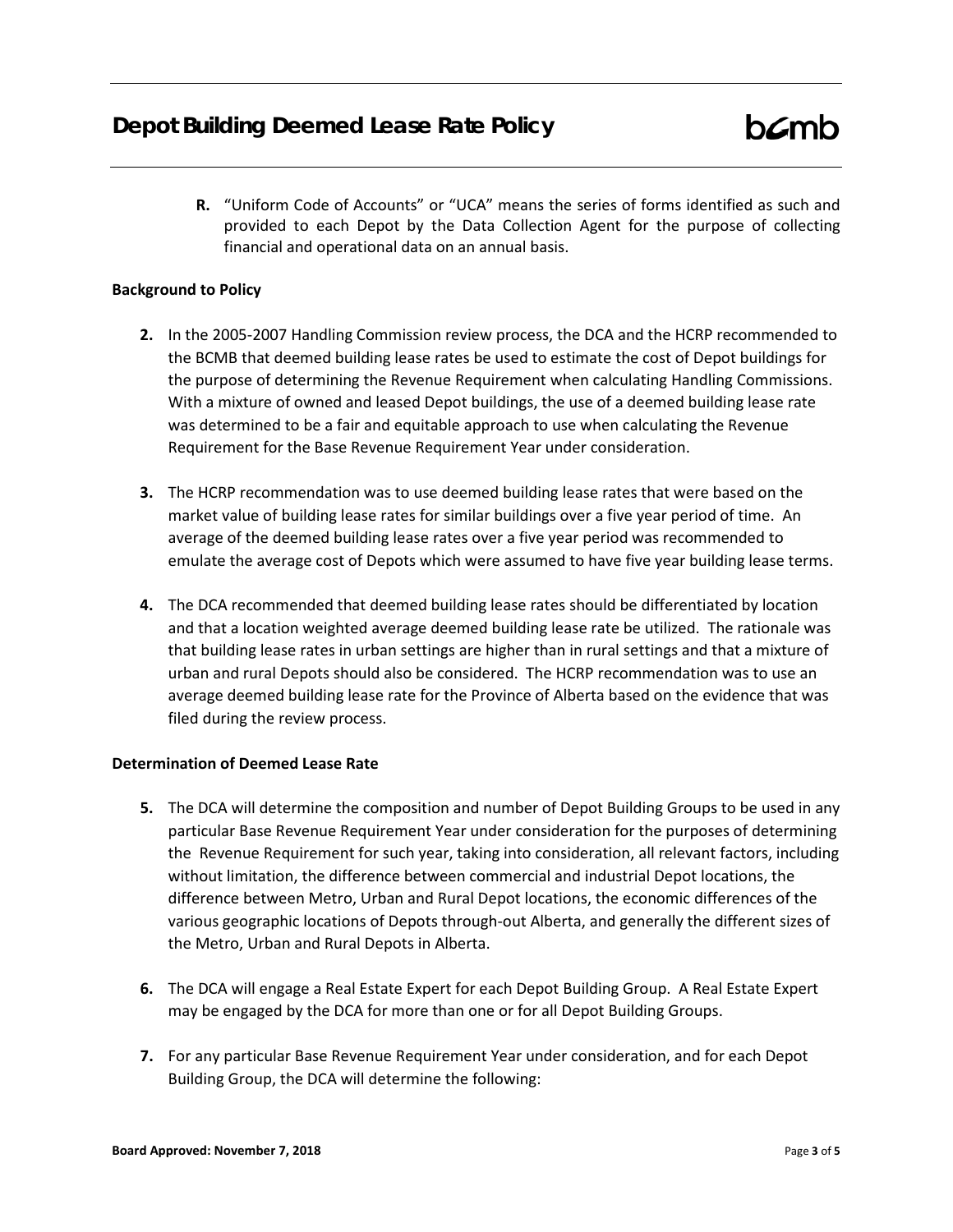**R.** "Uniform Code of Accounts" or "UCA" means the series of forms identified as such and provided to each Depot by the Data Collection Agent for the purpose of collecting financial and operational data on an annual basis.

**Background to Policy**

**2.** In the 2005-2007 Handling Commission review process, the DCA and the HCRP recommended to the BCMB that deemed building lease rates be used to estimate the cost of Depot buildings for the purpose of determining the Revenue Requirement when calculating Handling Commissions. With a mixture of owned and leased Depot buildings, the use of a deemed building lease rate was determined to be a fair and equitable approach to use when calculating the Revenue Requirement for the Base Revenue Requirement Year under consideration.

**3.** The HCRP recommendation was to use deemed building lease rates that were based on the market value of building lease rates for similar buildings over a five year period of time. An average of the deemed building lease rates over a five year period was recommended to emulate the average cost of Depots which were assumed to have five year building lease terms.

**4.** The DCA recommended that deemed building lease rates should be differentiated by location and that a location weighted average deemed building lease rate be utilized. The rationale was that building lease rates in urban settings are higher than in rural settings and that a mixture of urban and rural Depots should also be considered. The HCRP recommendation was to use an average deemed building lease rate for the Province of Alberta based on the evidence that was filed during the review process.

**Determination of Deemed Lease Rate**

**5.** The DCA will determine the composition and number of Depot Building Groups to be used in any particular Base Revenue Requirement Year under consideration for the purposes of determining the Revenue Requirement for such year, taking into consideration, all relevant factors, including without limitation, the difference between commercial and industrial Depot locations, the difference between Metro, Urban and Rural Depot locations, the economic differences of the various geographic locations of Depots through-out Alberta, and generally the different sizes of the Metro, Urban and Rural Depots in Alberta.

**6.** The DCA will engage a Real Estate Expert for each Depot Building Group. A Real Estate Expert may be engaged by the DCA for more than one or for all Depot Building Groups.

**7.** For any particular Base Revenue Requirement Year under consideration, and for each Depot Building Group, the DCA will determine the following: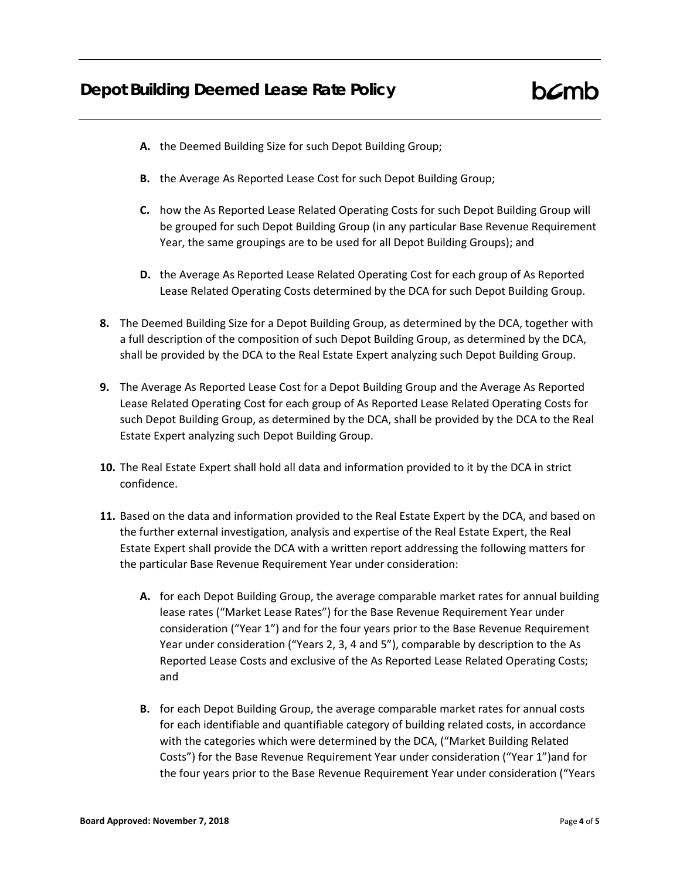- **A.** the Deemed Building Size for such Depot Building Group;
- **B.** the Average As Reported Lease Cost for such Depot Building Group;
- **C.** how the As Reported Lease Related Operating Costs for such Depot Building Group will be grouped for such Depot Building Group (in any particular Base Revenue Requirement Year, the same groupings are to be used for all Depot Building Groups); and
- **D.** the Average As Reported Lease Related Operating Cost for each group of As Reported Lease Related Operating Costs determined by the DCA for such Depot Building Group.

**8.** The Deemed Building Size for a Depot Building Group, as determined by the DCA, together with a full description of the composition of such Depot Building Group, as determined by the DCA, shall be provided by the DCA to the Real Estate Expert analyzing such Depot Building Group.

**9.** The Average As Reported Lease Cost for a Depot Building Group and the Average As Reported Lease Related Operating Cost for each group of As Reported Lease Related Operating Costs for such Depot Building Group, as determined by the DCA, shall be provided by the DCA to the Real Estate Expert analyzing such Depot Building Group.

**10.** The Real Estate Expert shall hold all data and information provided to it by the DCA in strict confidence.

**11.** Based on the data and information provided to the Real Estate Expert by the DCA, and based on the further external investigation, analysis and expertise of the Real Estate Expert, the Real Estate Expert shall provide the DCA with a written report addressing the following matters for the particular Base Revenue Requirement Year under consideration:

- **A.** for each Depot Building Group, the average comparable market rates for annual building lease rates ("Market Lease Rates") for the Base Revenue Requirement Year under consideration ("Year 1") and for the four years prior to the Base Revenue Requirement Year under consideration ("Years 2, 3, 4 and 5"), comparable by description to the As Reported Lease Costs and exclusive of the As Reported Lease Related Operating Costs; and
- **B.** for each Depot Building Group, the average comparable market rates for annual costs for each identifiable and quantifiable category of building related costs, in accordance with the categories which were determined by the DCA, ("Market Building Related Costs") for the Base Revenue Requirement Year under consideration ("Year 1")and for the four years prior to the Base Revenue Requirement Year under consideration ("Years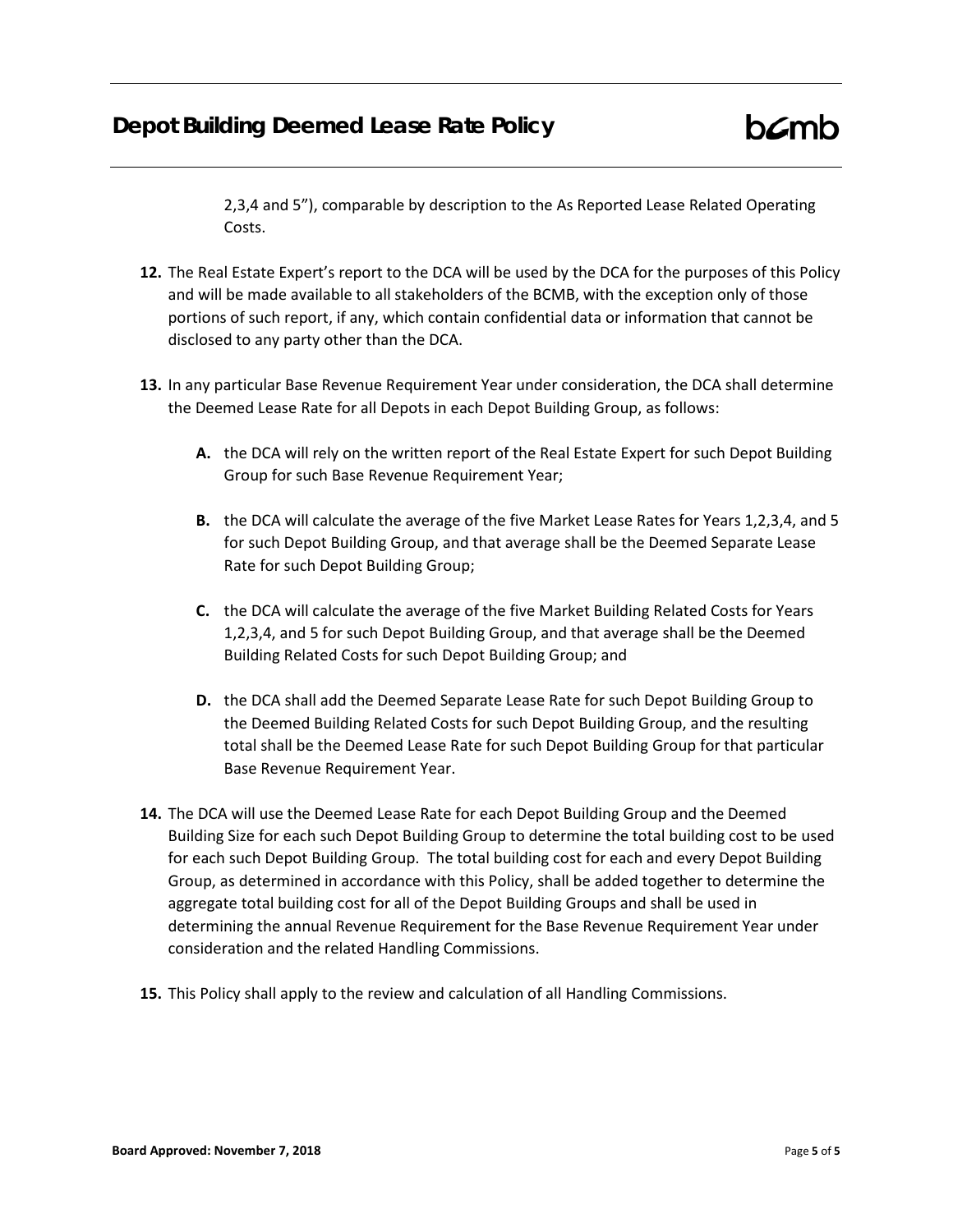2,3,4 and 5"), comparable by description to the As Reported Lease Related Operating Costs.

**12.** The Real Estate Expert's report to the DCA will be used by the DCA for the purposes of this Policy and will be made available to all stakeholders of the BCMB, with the exception only of those portions of such report, if any, which contain confidential data or information that cannot be disclosed to any party other than the DCA.

**13.** In any particular Base Revenue Requirement Year under consideration, the DCA shall determine the Deemed Lease Rate for all Depots in each Depot Building Group, as follows:

> **A.** the DCA will rely on the written report of the Real Estate Expert for such Depot Building Group for such Base Revenue Requirement Year;
>
> **B.** the DCA will calculate the average of the five Market Lease Rates for Years 1,2,3,4, and 5 for such Depot Building Group, and that average shall be the Deemed Separate Lease Rate for such Depot Building Group;
>
> **C.** the DCA will calculate the average of the five Market Building Related Costs for Years 1,2,3,4, and 5 for such Depot Building Group, and that average shall be the Deemed Building Related Costs for such Depot Building Group; and
>
> **D.** the DCA shall add the Deemed Separate Lease Rate for such Depot Building Group to the Deemed Building Related Costs for such Depot Building Group, and the resulting total shall be the Deemed Lease Rate for such Depot Building Group for that particular Base Revenue Requirement Year.

**14.** The DCA will use the Deemed Lease Rate for each Depot Building Group and the Deemed Building Size for each such Depot Building Group to determine the total building cost to be used for each such Depot Building Group. The total building cost for each and every Depot Building Group, as determined in accordance with this Policy, shall be added together to determine the aggregate total building cost for all of the Depot Building Groups and shall be used in determining the annual Revenue Requirement for the Base Revenue Requirement Year under consideration and the related Handling Commissions.

**15.** This Policy shall apply to the review and calculation of all Handling Commissions.

**Board Approved: November 7, 2018**